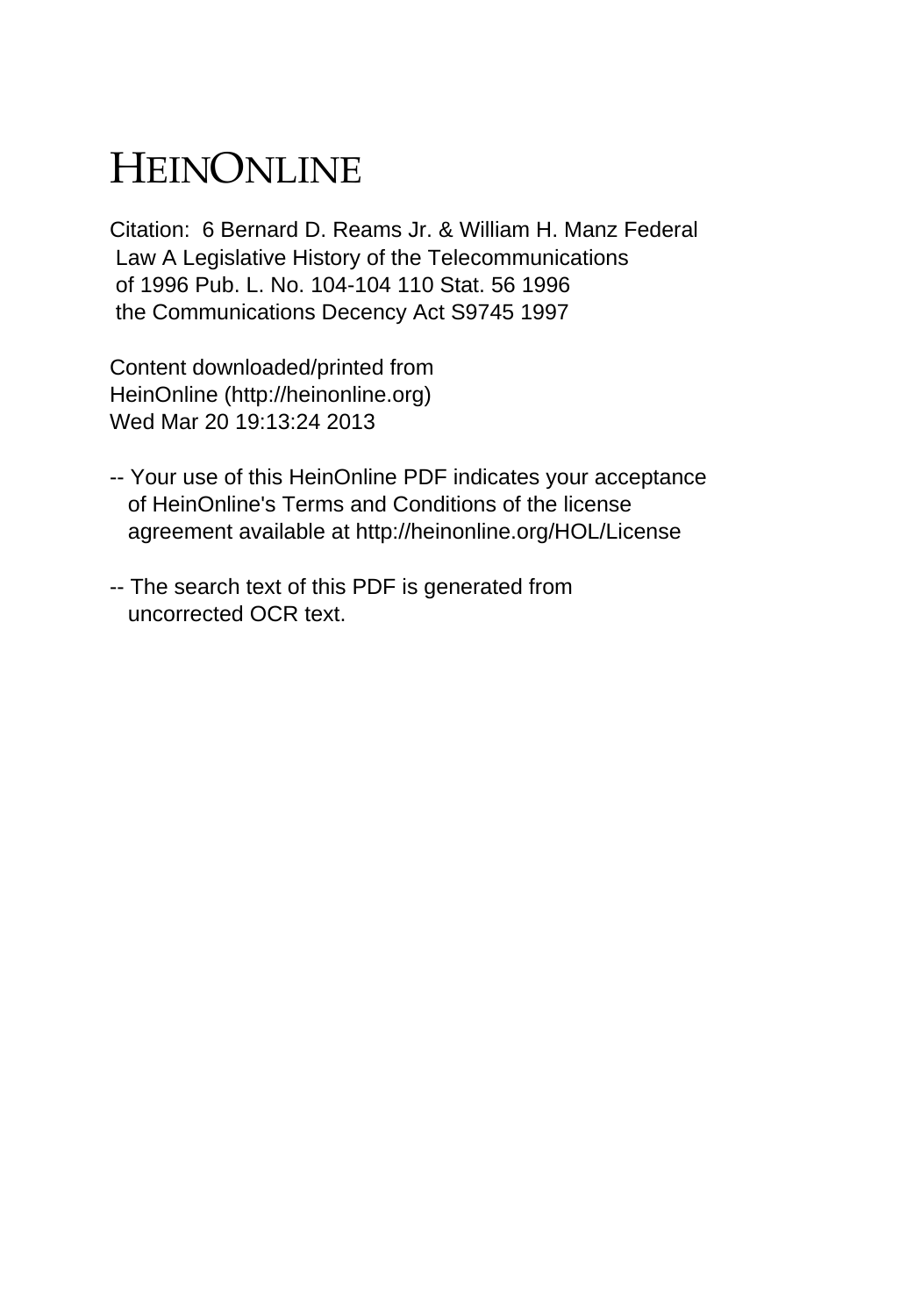# HEINONLINE

Citation: 6 Bernard D. Reams Jr. & William H. Manz Federal Law A Legislative History of the Telecommunications of 1996 Pub. L. No. 104-104 110 Stat. 56 1996 the Communications Decency Act S9745 1997

Content downloaded/printed from HeinOnline (http://heinonline.org)
Wed Mar 20 19:13:24 2013

-- Your use of this HeinOnline PDF indicates your acceptance of HeinOnline's Terms and Conditions of the license agreement available at http://heinonline.org/HOL/License

-- The search text of this PDF is generated from uncorrected OCR text.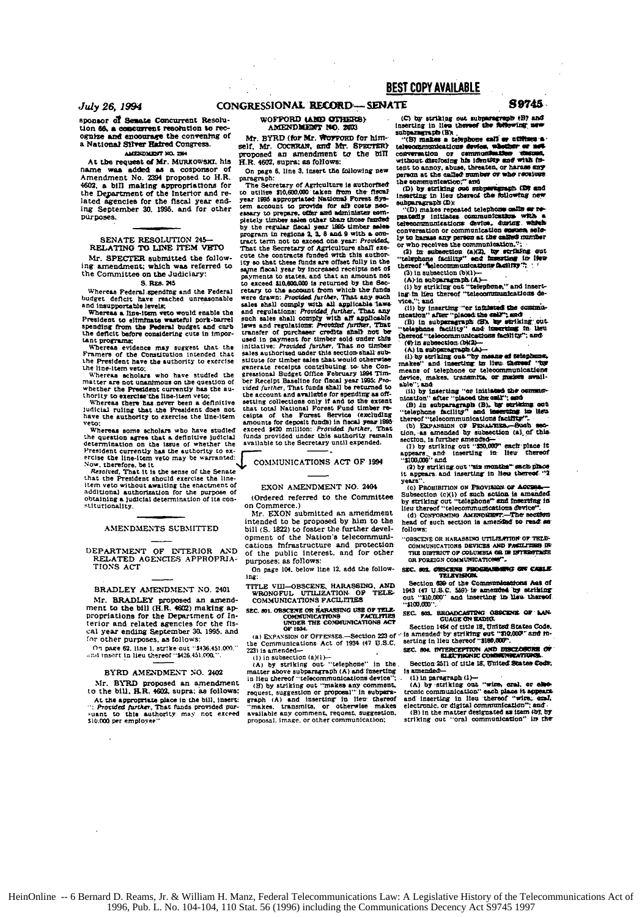sponsor of Senate Concurrent Resolution 66, a concurrent resolution to recognize and encourage the convening of a National Silver Haired Congress.

AMENDMENT NO. 2394

At the request of Mr. MURKOWSKI, his name was added as a cosponsor of Amendment No. 2394 proposed to H.R. 4602, a bill making appropriations for the Department of the Interior and related agencies for the fiscal year ending September 30, 1995, and for other purposes.

## SENATE RESOLUTION 245—RELATING TO LINE ITEM VETO

Mr. SPECTER submitted the following amendment; which was referred to the Committee on the Judiciary:

S. RES. 245

Whereas Federal spending and the Federal budget deficit have reached unreasonable and insupportable levels;

Whereas a line-item veto would enable the President to eliminate wasteful pork-barrel spending from the Federal budget and curb the deficit before considering cuts in important programs;

Whereas evidence may suggest that the Framers of the Constitution intended that the President have the authority to exercise the line-item veto;

Whereas scholars who have studied the matter are not unanimous on the question of whether the President currently has the authority to exercise the line-item veto;

Whereas there has never been a definitive judicial ruling that the President does not have the authority to exercise the line-item veto;

Whereas some scholars who have studied the question agree that a definitive judicial determination on the issue of whether the President currently has the authority to exercise the line-item veto may be warranted: Now, therefore, be it

*Resolved*, That it is the sense of the Senate that the President should exercise the line-item veto without awaiting the enactment of additional authorization for the purpose of obtaining a judicial determination of its constitutionality.

## AMENDMENTS SUBMITTED

## DEPARTMENT OF INTERIOR AND RELATED AGENCIES APPROPRIATIONS ACT

### BRADLEY AMENDMENT NO. 2401

Mr. BRADLEY proposed an amendment to the bill (H.R. 4602) making appropriations for the Department of Interior and related agencies for the fiscal year ending September 30, 1995, and for other purposes, as follows:

On page 62, line 1, strike out "$436,451,000." and insert in lieu thereof "$426,451,000.".

### BYRD AMENDMENT NO. 2402

Mr. BYRD proposed an amendment to the bill, H.R. 4602, supra; as follows:

At the appropriate place in the bill, insert: ": *Provided further*, That funds provided pursuant to this authority may not exceed $10,000 per employee"

### WOFFORD (AND OTHERS) AMENDMENT NO. 2403

Mr. BYRD (for Mr. WOFFORD for himself, Mr. COCHRAN, and Mr. SPECTER) proposed an amendment to the bill H.R. 4602, supra; as follows:

On page 6, line 3, insert the following new paragraph:

The Secretary of Agriculture is authorized to utilize $10,600,000 taken from the fiscal year 1995 appropriated National Forest System account to provide for all costs necessary to prepare, offer and administer completely timber sales other than those funded by the regular fiscal year 1995 timber sales program in regions 2, 3, 8 and 9 with a contract term not to exceed one year: *Provided*, That the Secretary of Agriculture shall execute the contracts funded with this authority so that these funds are offset fully in the same fiscal year by increased receipts net of payments to states, and that an amount not to exceed $10,600,000 is returned by the Secretary to the account from which the funds were drawn: *Provided further*, That any such sales shall comply with all applicable laws and regulations: *Provided further*, That any such sales shall comply with all applicable laws and regulations: *Provided further*, That transfer of purchaser credits shall not be used in payment for timber sold under this initiative: *Provided further*, That no timber sales authorized under this section shall substitute for timber sales that would otherwise generate receipts contributing to the Congressional Budget Office February 1994 Timber Receipt Baseline for fiscal year 1995: *Provided further*, That funds shall be returned to the account and available for spending as offsetting collections only if and to the extent that total National Forest Fund timber receipts of the Forest Service (excluding amounts for deposit funds) in fiscal year 1995 exceed $420 million: *Provided further*, That funds provided under this authority remain available to the Secretary until expended.

## COMMUNICATIONS ACT OF 1994

### EXON AMENDMENT NO. 2404

(Ordered referred to the Committee on Commerce.)

Mr. EXON submitted an amendment intended to be proposed by him to the bill (S. 1822) to foster the further development of the Nation's telecommunications infrastructure and protection of the public interest, and for other purposes; as follows:

On page 104, below line 12, add the following:

TITLE VIII—OBSCENE, HARASSING, AND WRONGFUL UTILIZATION OF TELECOMMUNICATIONS FACILITIES

SEC. 801. OBSCENE OR HARASSING USE OF TELECOMMUNICATIONS FACILITIES UNDER THE COMMUNICATIONS ACT OF 1934.

(a) EXPANSION OF OFFENSES.—Section 223 of the Communications Act of 1934 (47 U.S.C. 223) is amended—

(1) in subsection (a)(1)—

(A) by striking out "telephone" in the matter above subparagraph (A) and inserting in lieu thereof "telecommunications device";

(B) by striking out "makes any comment, request, suggestion or proposal" in subparagraph (A) and inserting in lieu thereof "makes, transmits, or otherwise makes available any comment, request, suggestion, proposal, image, or other communication;

(C) by striking out subparagraph (B) and inserting in lieu thereof the following new subparagraph (B):

"(B) makes a telephone call or utilizes a telecommunications device, whether or not conversation or communication ensues, without disclosing his identity and with intent to annoy, abuse, threaten, or harass any person at the called number or who receives the communication;" and

(D) by striking out subparagraph (D) and inserting in lieu thereof the following new subparagraph (D):

"(D) makes repeated telephone calls or repeatedly initiates communication with a telecommunications device, during which conversation or communication ensues, solely to harass any person at the called number or who receives the communication,";

(2) in subsection (a)(2), by striking out "telephone facility" and inserting in lieu thereof "telecommunications facility";

(3) in subsection (b)(1)—

(A) in subparagraph (A)—

(i) by striking out "telephone," and inserting in lieu thereof "telecommunications device,"; and

(ii) by inserting "or initiated the communication" after "placed the call"; and

(B) in subparagraph (B), by striking out "telephone facility" and inserting in lieu thereof "telecommunications facility"; and

(4) in subsection (b)(2)—

(A) in subparagraph (A)—

(i) by striking out "by means of telephone, makes" and inserting in lieu thereof "by means of telephone or telecommunications device, makes, transmits, or makes available"; and

(ii) by inserting "or initiated the communication" after "placed the call"; and

(B) in subparagraph (B), by striking out "telephone facility" and inserting in lieu thereof "telecommunications facility".

(b) EXPANSION OF PENALTIES.—Such section, as amended by subsection (a), of this section, is further amended—

(1) by striking out "$50,000" each place it appears and inserting in lieu thereof "$100,000"; and

(2) by striking out "six months" each place it appears and inserting in lieu thereof "2 years".

(c) PROHIBITION ON PROVISION OF ACCESS.—Subsection (c)(1) of such section is amended by striking out "telephone" and inserting in lieu thereof "telecommunications device".

(d) CONFORMING AMENDMENT.—The section head of such section is amended to read as follows:

"OBSCENE OR HARASSING UTILIZATION OF TELECOMMUNICATIONS DEVICES AND FACILITIES IN THE DISTRICT OF COLUMBIA OR IN INTERSTATE OR FOREIGN COMMUNICATIONS".

SEC. 802. OBSCENE PROGRAMMING ON CABLE TELEVISION.

Section 639 of the Communications Act of 1943 (47 U.S.C. 559) is amended by striking out "$10,000" and inserting in lieu thereof "$100,000".

SEC. 803. BROADCASTING OBSCENE OR LANGUAGE ON RADIO.

Section 1464 of title 18, United States Code, is amended by striking out "$10,000" and inserting in lieu thereof "$100,000".

SEC. 804. INTERCEPTION AND DISCLOSURE OF ELECTRONIC COMMUNICATIONS.

Section 2511 of title 18, United States Code, is amended—

(1) in paragraph (1)—

(A) by striking out "wire, oral, or electronic communication" each place it appears and inserting in lieu thereof "wire, oral, electronic, or digital communication"; and

(B) in the matter designated as item (b), by striking out "oral communication" in the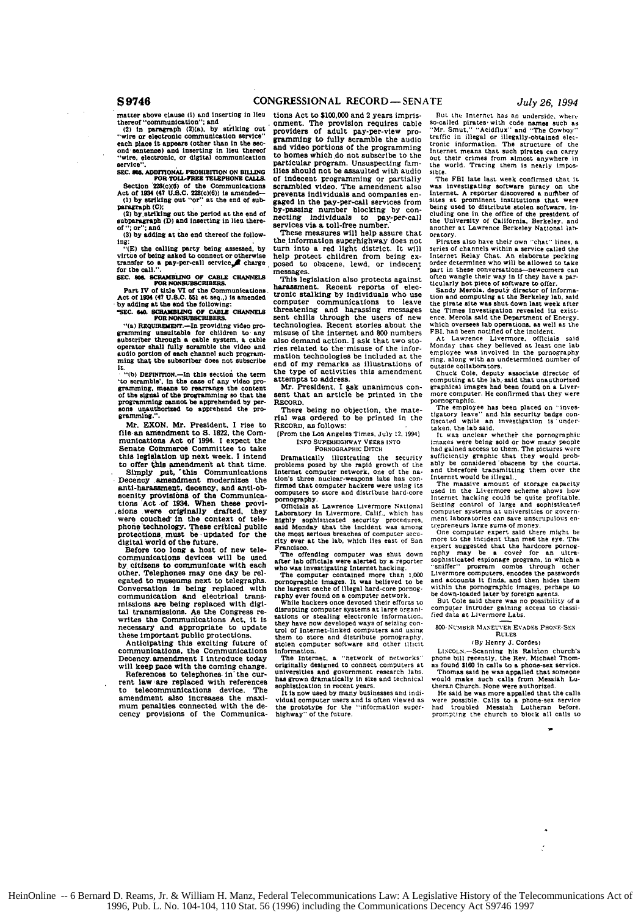matter above clause (i) and inserting in lieu thereof "communication"; and

(2) in paragraph (2)(a), by striking out "wire or electronic communication service" each place it appears (other than in the second sentence) and inserting in lieu thereof "wire, electronic, or digital communication service".

**SEC. 805. ADDITIONAL PROHIBITION ON BILLING FOR TOLL-FREE TELEPHONE CALLS.**

Section 228(c)(6) of the Communications Act of 1934 (47 U.S.C. 228(c)(6)) is amended—

(1) by striking out "or" at the end of subparagraph (C);

(2) by striking out the period at the end of subparagraph (D) and inserting in lieu thereof "; or"; and

(3) by adding at the end thereof the following:

"(E) the calling party being assessed, by virtue of being asked to connect or otherwise transfer to a pay-per-call service, a charge for the call.".

**SEC. 806. SCRAMBLING OF CABLE CHANNELS FOR NONSUBSCRIBERS.**

Part IV of title VI of the Communications Act of 1934 (47 U.S.C. 551 et seq.) is amended by adding at the end the following:

**"SEC. 640. SCRAMBLING OF CABLE CHANNELS FOR NONSUBSCRIBERS.**

"(a) REQUIREMENT.—In providing video programming unsuitable for children to any subscriber through a cable system, a cable operator shall fully scramble the video and audio portion of each channel such programming that the subscriber does not subscribe it.

"(b) DEFINITION.—In this section the term 'to scramble', in the case of any video programming, means to rearrange the content of the signal of the programming so that the programming cannot be apprehended by persons unauthorized to apprehend the programming.".

Mr. EXON. Mr. President, I rise to file an amendment to S. 1822, the Communications Act of 1994. I expect the Senate Commerce Committee to take this legislation up next week. I intend to offer this amendment at that time.

Simply put, this Communications Decency amendment modernizes the anti-harassment, decency, and anti-obscenity provisions of the Communications Act of 1934. When these provisions were originally drafted, they were couched in the context of telephone technology. These critical public protections must be updated for the digital world of the future.

Before too long a host of new telecommunications devices will be used by citizens to communicate with each other. Telephones may one day be relegated to museums next to telegraphs. Conversation is being replaced with communication and electrical transmissions are being replaced with digital transmissions. As the Congress rewrites the Communications Act, it is necessary and appropriate to update these important public protections.

Anticipating this exciting future of communications, the Communications Decency amendment I introduce today will keep pace with the coming change.

References to telephones in the current law are replaced with references to telecommunications device. The amendment also increases the maximum penalties connected with the decency provisions of the Communications Act to $100,000 and 2 years imprisonment. The provision requires cable providers of adult pay-per-view programming to fully scramble the audio and video portions of the programming to homes which do not subscribe to the particular program. Unsuspecting families should not be assaulted with audio of indecent programming or partially scrambled video. The amendment also prevents individuals and companies engaged in the pay-per-call services from by-passing number blocking by connecting individuals to pay-per-call services via a toll-free number.

These measures will help assure that the information superhighway does not turn into a red light district. It will help protect children from being exposed to obscene, lewd, or indecent messages.

This legislation also protects against harassment. Recent reports of electronic stalking by individuals who use computer communications to leave threatening and harassing messages sent chills through the users of new technologies. Recent stories about the misuse of the Internet and 800 numbers also demand action. I ask that two stories related to the misuse of the information technologies be included at the end of my remarks as illustrations of the type of activities this amendment attempts to address.

Mr. President, I ask unanimous consent that an article be printed in the RECORD.

There being no objection, the material was ordered to be printed in the RECORD, as follows:

[From the Los Angeles Times, July 12, 1994]

**INFO SUPERHIGHWAY VEERS INTO PORNOGRAPHIC DITCH**

Dramatically illustrating the security problems posed by the rapid growth of the Internet computer network, one of the nation's three nuclear-weapons labs has confirmed that computer hackers were using its computers to store and distribute hard-core pornography.

Officials at Lawrence Livermore National Laboratory in Livermore, Calif., which has highly sophisticated security procedures, said Monday that the incident was among the most serious breaches of computer security ever at the lab, which lies east of San Francisco.

The offending computer was shut down after lab officials were alerted by a reporter who was investigating Internet hacking.

The computer contained more than 1,000 pornographic images. It was believed to be the largest cache of illegal hard-core pornography ever found on a computer network.

While hackers once devoted their efforts to disrupting computer systems at large organizations or stealing electronic information, they have now developed ways of seizing control of Internet-linked computers and using them to store and distribute pornography, stolen computer software and other illicit information.

The Internet, a "network of networks" originally designed to connect computers at universities and government research labs, has grown dramatically in size and technical sophistication in recent years.

It is now used by many businesses and individual computer users and is often viewed as the prototype for the "information superhighway" of the future.

But the Internet has an underside, where so-called pirates with code names such as "Mr. Smut," "Acidflux" and "The Cowboy" traffic in illegal or illegally-obtained electronic information. The structure of the Internet means that such pirates can carry out their crimes from almost anywhere in the world. Tracing them is nearly impossible.

The FBI late last week confirmed that it was investigating software piracy on the Internet. A reporter discovered a number of sites at prominent institutions that were being used to distribute stolen software, including one in the office of the president of the University of California, Berkeley, and another at Lawrence Berkeley National laboratory.

Pirates also have their own "chat" lines, a series of channels within a service called the Internet Relay Chat. An elaborate pecking order determines who will be allowed to take part in these conversations—newcomers can often wangle their way in if they have a particularly hot piece of software to offer.

Sandy Merola, deputy director of information and computing at the Berkeley lab, said the pirate site was shut down last week after the Times investigation revealed its existence. Merola said the Department of Energy, which oversees lab operations, as well as the FBI, had been notified of the incident.

At Lawrence Livermore, officials said Monday that they believed at least one lab employee was involved in the pornography ring, along with an undetermined number of outside collaborators.

Chuck Cole, deputy associate director of computing at the lab, said that unauthorized graphical images had been found on a Livermore computer. He confirmed that they were pornographic.

The employee has been placed on "investigatory leave" and his security badge confiscated while an investigation is under taken, the lab said.

It was unclear whether the pornographic images were being sold or how many people had gained access to them. The pictures were sufficiently graphic that they would probably be considered obscene by the courts, and therefore transmitting them over the Internet would be illegal.

The massive amount of storage capacity used in the Livermore scheme shows how Internet hacking could be quite profitable. Seizing control of large and sophisticated computer systems at universities or government laboratories can save unscrupulous entrepreneurs large sums of money.

One computer expert said there might be more to the incident than met the eye. The expert suggested that the hardcore pornography may be a cover for an ultra-sophisticated espionage program, in which a "sniffer" program combs through other Livermore computers, encodes the passwords and accounts it finds, and then hides them within the pornographic images, perhaps to be down-loaded later by foreign agents.

But Cole said there was no possibility of a computer intruder gaining access to classified data at Livermore Labs.

**800-NUMBER MANEUVER EVADES PHONE-SEX RULES**

(By Henry J. Cordes)

LINCOLN.—Scanning his Ralston church's phone bill recently, the Rev. Michael Thomas found $160 in calls to a phone-sex service.

Thomas said he was appalled that someone would make such calls from Messiah Lutheran Church. None were authorized.

He said he was more appalled that the calls were possible. Calls to a phone-sex service had troubled Messiah Lutheran before, prompting the church to block all calls to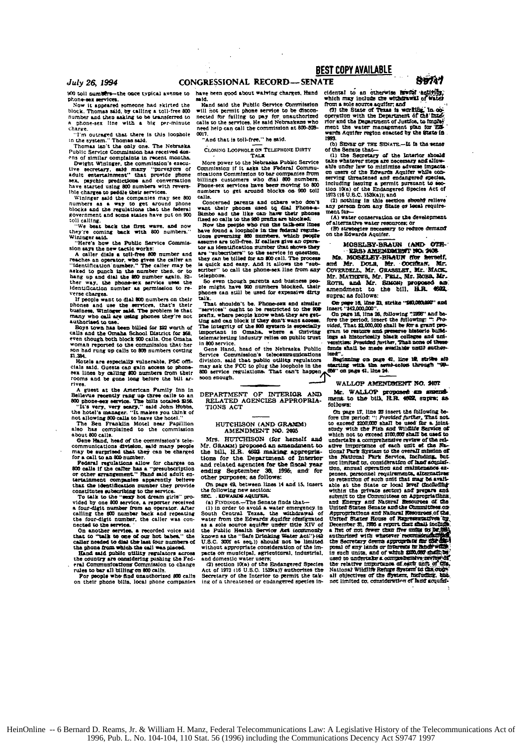900 toll numbers—the once typical avenue to phone-sex services.

Now it appeared someone had skirted the block, Thomas said, by calling a toll-free 800 number and then asking to be transferred to a phone-sex line with a big per-minute charge.

"I'm outraged that there is this loophole in the system," Thomas said.

Thomas isn't the only one. The Nebraska Public Service Commission has received dozens of similar complaints in recent months.

Dwight Wininger, the commission's executive secretary, said many "purveyors of adult entertainment" that provide phone sex, psychic predictions and conversation have started using 800 numbers with reversible charges to peddle their services.

Wininger said the companies may see 800 numbers as a way to get around phone blocks and the regulations that the federal government and some states have put on 900 toll calling.

"We beat back the first wave, and now they're coming back with 800 numbers," Wininger said.

"Here's how the Public Service Commission says the new tactic works:

A caller dials a toll-free 800 number and reaches an operator, who gives the caller an "identification number." The caller may be asked to punch in the number then, or to hang up and dial the 800 number again. Either way, the phone-sex service uses the identification number as permission to reverse charges.

If people want to dial 800 numbers on their phones and use the services, that's their business, Wininger said. The problem is that many who call are using phones they're not authorized to use.

Boys town has been billed for $92 worth of calls and the Omaha School District for $68, even though both block 900 calls. One Omaha woman reported to the commission that her son had rung up calls to 800 numbers costing $1,384.

Hotels are especially vulnerable, PSC officials said. Guests can gain access to phone-sex lines by calling 800 numbers from their rooms and be gone long before the bill arrives.

A guest at the American Family Inn in Bellevue recently rang up three calls to an 800 phone-sex service. The bills totaled $256.

"It's very, very scary," said John Hobbs, the hotel's manager. "It makes you think of not allowing 800 calls to leave the hotel."

The Ben Franklin Motel near Papillion also has complained to the commission about 800 calls.

Gene Hand, head of the commission's telecommunications division, said many people may be surprised that they can be charged for a call to an 800 number.

Federal regulations allow for charges on 800 calls if the caller has a "presubscription or other arrangement." Hand said adult entertainment companies apparently believe that the identification numbers they provide constitutes subscribing to the service.

To talk to the "sexy hot dream girls" provided by one 800 service, a reporter received a four-digit number from an operator. After calling the 800 number back and repeating the four-digit number, the caller was connected to the service.

On another service, a recorded voice said that to "talk to one of our hot babes," the caller needed to dial the last four numbers of the phone from which the call was placed.

Hand said public utility regulators across the country are considering pushing the Federal Communications Commission to change rules to bar all billing on 800 calls.

For people who find unauthorized 800 calls on their phone bills, local phone companies have been good about waiving charges, Hand said.

Hand said the Public Service Commission will not permit phone service to be disconnected for failing to pay for unauthorized calls to the services. He said Nebraskans who need help can call the commission at 800-526-0017.

"And that is toll-free," he said.

---

CLOSING LOOPHOLE ON TELEPHONE DIRTY TALK

More power to the Nebraska Public Service Commission if it asks the Federal Communications Commission to bar companies from billings customers who dial 800 numbers. Phone-sex services have been moving to 800 numbers to get around blocks on 900 toll calls.

Concerned parents and others who don't want their phones used to dial Phone-a-Bimbo and the like can have their phones fixed so calls to the 900 prefix are blocked.

Now the people who run the talk-sex lines have found a loophole in the federal regulations governing 800 numbers, which people assume are toll-free. If callers give an operator an identification number that shows they are "subscribers" to the service in question, they can be billed for an 800 call. The process is quick and easy. And it allows the "subscriber" to call the phone-sex line from any telephone.

So even though parents and business people might have 900 numbers blocked, their phones can still be used for expensive dirty talk.

That shouldn't be. Phone-sex and similar "services" ought to be restricted to the 900 prefix, where people know what they are getting and can block if they don't want access. The integrity of the 800 system is especially important in Omaha, where a thriving telemarketing industry relies on public trust in 800 service.

Gene Hand, head of the Nebraska Public Service Commission's telecommunications division, said that public utility regulators may ask the FCC to plug the loophole in the 800 service regulations. That can't happen soon enough.

---

## DEPARTMENT OF INTERIOR AND RELATED AGENCIES APPROPRIATIONS ACT

---

### HUTCHISON (AND GRAMM) AMENDMENT NO. 2405

Mrs. HUTCHISON (for herself and Mr. GRAMM) proposed an amendment to the bill, H.R. 4602 making appropriations for the Department of Interior and related agencies for the fiscal year ending September 30, 1995; and for other purposes; as follows:

On page 49, between lines 14 and 15, insert the following new section:

SEC. . EDWARDS AQUIFER.

(a) FINDINGS.—The Senate finds that—

(1) in order to avoid a water emergency in South Central Texas, the withdrawal of water from the Edwards Aquifer (designated as a sole source aquifer under title XIV of the Public Health Service Act (commonly known as the "Safe Drinking Water Act") (42 U.S.C. 300f at seq.)) should not be limited without appropriate consideration of the impacts on municipal, agricultural, industrial, and domestic water users;

(2) section 10(a) of the Endangered Species Act of 1973 (16 U.S.C. 1539(a)) authorizes the Secretary of the Interior to permit the taking of a threatened or endangered species incidental to an otherwise lawful activity, which may include the withdrawal of water from a sole source aquifer; and

(3) the State of Texas is working, in cooperation with the Department of the Interior and the Department of Justice, to implement the water management plan for Edwards Aquifer region enacted by the State in 1993.

(b) SENSE OF THE SENATE.—It is the sense of the Senate that—

(1) the Secretary of the Interior should take whatever steps are necessary and allowable under law to minimize adverse impacts on users of the Edwards Aquifer while conserving threatened and endangered species, including issuing a permit pursuant to section 10(a) of the Endangered Species Act of 1973 (16 U.S.C. 1539(a)); and

(2) nothing in this section should relieve any person from any State or local requirement for—

(A) water conservation or the development of alternative water resources; or

(B) strategies necessary to reduce demand on the Edwards Aquifer.

---

### MOSELEY-BRAUN (AND OTHERS) AMENDMENT NO. 2406

Ms. MOSELEY-BRAUN (for herself, and Mr. DOLE, Mr. COCHRAN, Mr. COVERDELL, Mr. GRASSLEY, Mr. MACK, Mr. MATHEWS, Mr. PELL, Mr. ROBB, Mr. ROTH, and Mr. SIMON) proposed an amendment to the bill, H.R. 4602, supra; as follows:

On page 16, line 23, strike "$40,000,000" and insert "$42,000,000".

On page 16, line 26, following "1996" and before the period, insert the following: ": *Provided*, That $2,000,000 shall be for a grant program to restore and preserve historic buildings at historically black colleges and universities: *Provided further*, That none of these funds shall be made available until authorized".

Beginning on page 41, line 19, strike all starting with the semi-colon through "99-659" on page 41, line 24.

---

### WALLOP AMENDMENT NO. 2407

Mr. WALLOP proposed an amendment to the bill, H.R. 4602, supra; as follows:

On page 17, line 20 insert the following before the period: ": *Provided further*, That not to exceed $200,000 shall be used for a joint study with the Fish and Wildlife Service of which not to exceed $100,000 shall be used to undertake a comprehensive review of the relative importance of each unit of the National Park System to the overall mission of the National Park Service, including, but not limited to, consideration of land acquisition, annual operation and maintenance expenses, personnel requirements, alternatives to retention of such unit that may be available at the State or local level (including within the private sector) and prepare and submit to the Committees on Appropriations, and Energy and Natural Resources of the United States Senate and the Committees on Appropriations and Natural Resources of the United States House of Representatives by December 31, 1995 a report that shall include a list of not fewer than five units to be recommended as authorized with whatever recommendations the Secretary deems appropriate for the disposal of any lands or interests in lands within in such units, and of which $100,000 shall be used to undertake a comprehensive review of the relative importance of each unit of the National Wildlife Refuge System to the overall objectives of the System, including, but not limited to, consideration of land acquisi-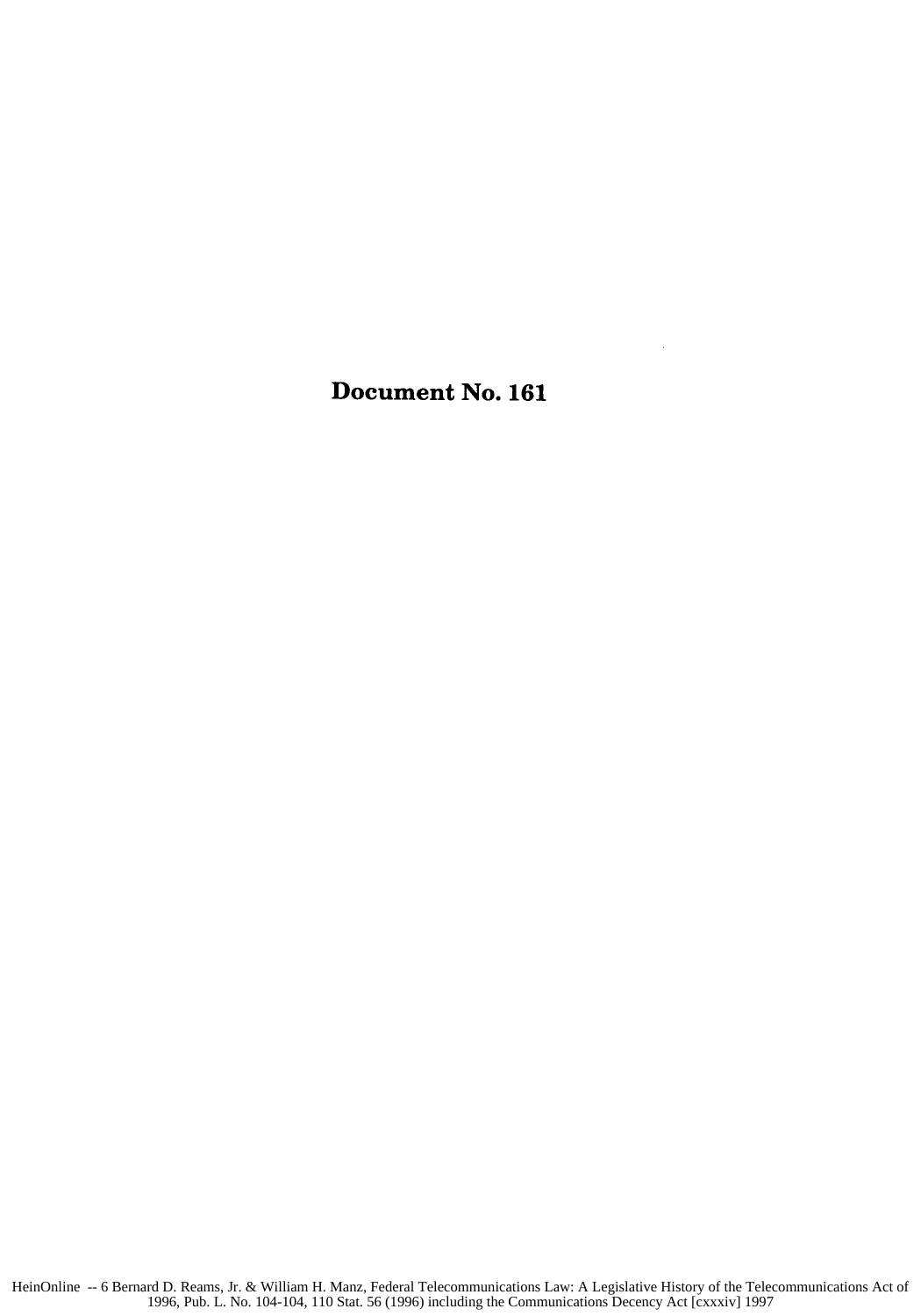# Document No. 161